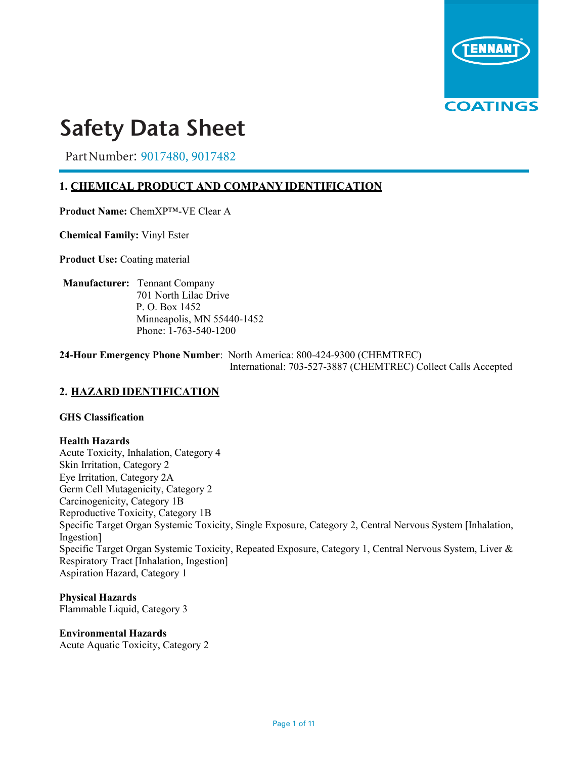# Safety Data Sheet

Part Number: 9017480, 9017482

## 1. CHEMICAL PRODUCT AND COMPANY IDENTIFICATION

**Product Name:** ChemXP™-VE Clear A

**Chemical Family:** Vinyl Ester

**Product Use:** Coating material

**Manufacturer:** Tennant Company
701 North Lilac Drive
P. O. Box 1452
Minneapolis, MN 55440-1452
Phone: 1-763-540-1200

**24-Hour Emergency Phone Number**: North America: 800-424-9300 (CHEMTREC)
International: 703-527-3887 (CHEMTREC) Collect Calls Accepted

## 2. HAZARD IDENTIFICATION

**GHS Classification**

**Health Hazards**
Acute Toxicity, Inhalation, Category 4
Skin Irritation, Category 2
Eye Irritation, Category 2A
Germ Cell Mutagenicity, Category 2
Carcinogenicity, Category 1B
Reproductive Toxicity, Category 1B
Specific Target Organ Systemic Toxicity, Single Exposure, Category 2, Central Nervous System [Inhalation, Ingestion]
Specific Target Organ Systemic Toxicity, Repeated Exposure, Category 1, Central Nervous System, Liver & Respiratory Tract [Inhalation, Ingestion]
Aspiration Hazard, Category 1

**Physical Hazards**
Flammable Liquid, Category 3

**Environmental Hazards**
Acute Aquatic Toxicity, Category 2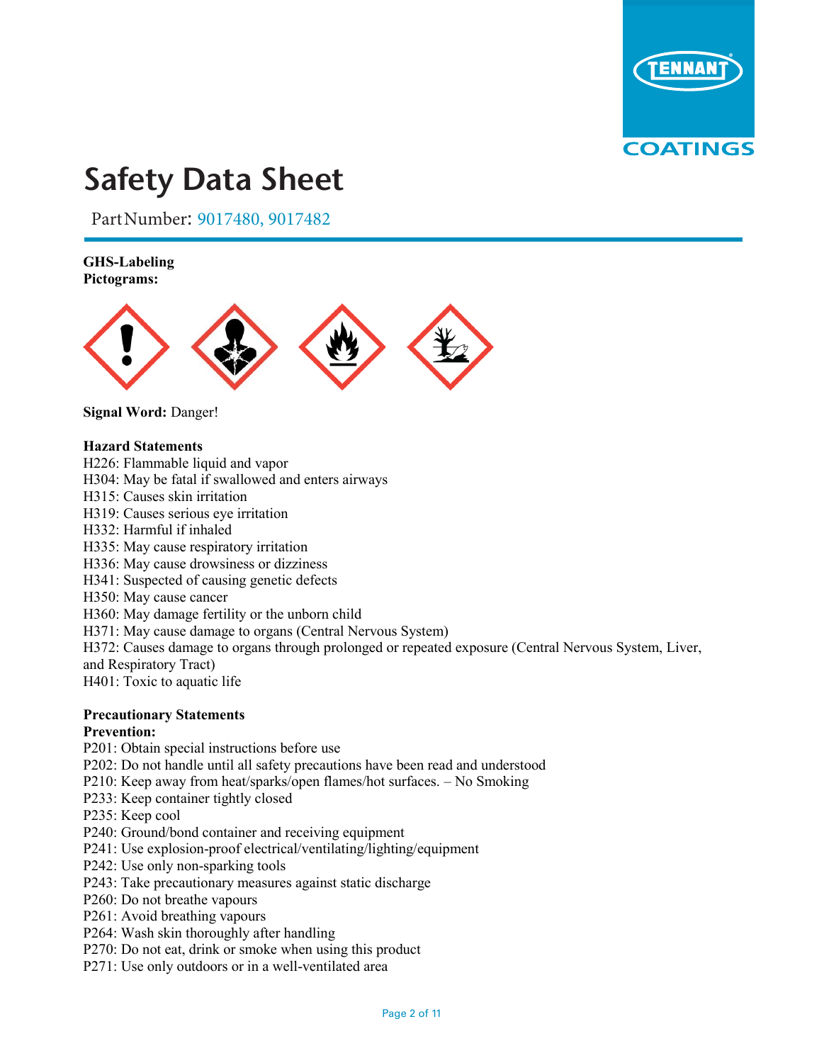# Safety Data Sheet

Part Number: 9017480, 9017482

**GHS-Labeling**
**Pictograms:**

**Signal Word:** Danger!

**Hazard Statements**
H226: Flammable liquid and vapor
H304: May be fatal if swallowed and enters airways
H315: Causes skin irritation
H319: Causes serious eye irritation
H332: Harmful if inhaled
H335: May cause respiratory irritation
H336: May cause drowsiness or dizziness
H341: Suspected of causing genetic defects
H350: May cause cancer
H360: May damage fertility or the unborn child
H371: May cause damage to organs (Central Nervous System)
H372: Causes damage to organs through prolonged or repeated exposure (Central Nervous System, Liver, and Respiratory Tract)
H401: Toxic to aquatic life

**Precautionary Statements**
**Prevention:**
P201: Obtain special instructions before use
P202: Do not handle until all safety precautions have been read and understood
P210: Keep away from heat/sparks/open flames/hot surfaces. – No Smoking
P233: Keep container tightly closed
P235: Keep cool
P240: Ground/bond container and receiving equipment
P241: Use explosion-proof electrical/ventilating/lighting/equipment
P242: Use only non-sparking tools
P243: Take precautionary measures against static discharge
P260: Do not breathe vapours
P261: Avoid breathing vapours
P264: Wash skin thoroughly after handling
P270: Do not eat, drink or smoke when using this product
P271: Use only outdoors or in a well-ventilated area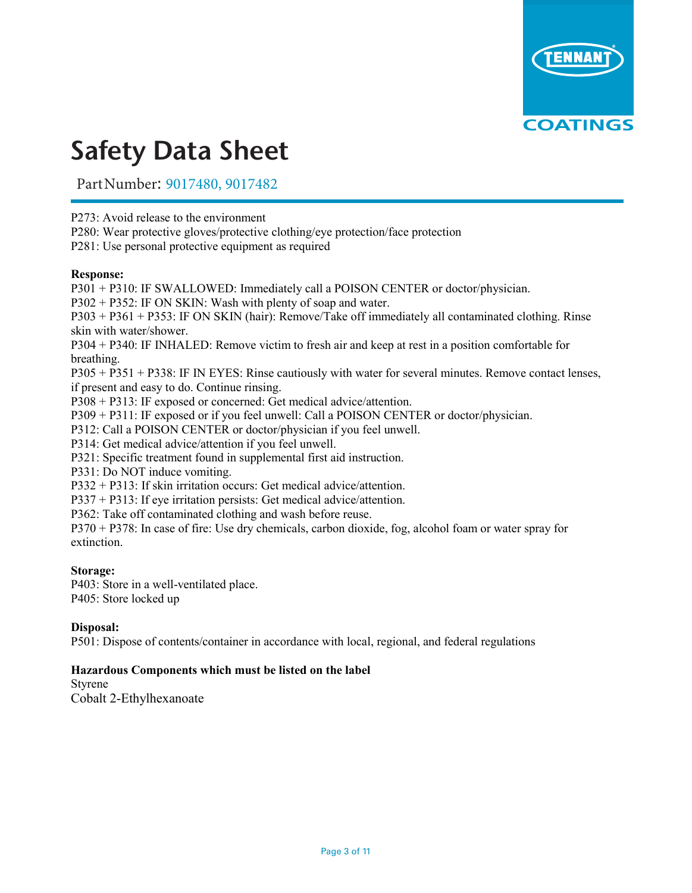P273: Avoid release to the environment
P280: Wear protective gloves/protective clothing/eye protection/face protection
P281: Use personal protective equipment as required

**Response:**
P301 + P310: IF SWALLOWED: Immediately call a POISON CENTER or doctor/physician.
P302 + P352: IF ON SKIN: Wash with plenty of soap and water.
P303 + P361 + P353: IF ON SKIN (hair): Remove/Take off immediately all contaminated clothing. Rinse skin with water/shower.
P304 + P340: IF INHALED: Remove victim to fresh air and keep at rest in a position comfortable for breathing.
P305 + P351 + P338: IF IN EYES: Rinse cautiously with water for several minutes. Remove contact lenses, if present and easy to do. Continue rinsing.
P308 + P313: IF exposed or concerned: Get medical advice/attention.
P309 + P311: IF exposed or if you feel unwell: Call a POISON CENTER or doctor/physician.
P312: Call a POISON CENTER or doctor/physician if you feel unwell.
P314: Get medical advice/attention if you feel unwell.
P321: Specific treatment found in supplemental first aid instruction.
P331: Do NOT induce vomiting.
P332 + P313: If skin irritation occurs: Get medical advice/attention.
P337 + P313: If eye irritation persists: Get medical advice/attention.
P362: Take off contaminated clothing and wash before reuse.
P370 + P378: In case of fire: Use dry chemicals, carbon dioxide, fog, alcohol foam or water spray for extinction.

**Storage:**
P403: Store in a well-ventilated place.
P405: Store locked up

**Disposal:**
P501: Dispose of contents/container in accordance with local, regional, and federal regulations

**Hazardous Components which must be listed on the label**
Styrene
Cobalt 2-Ethylhexanoate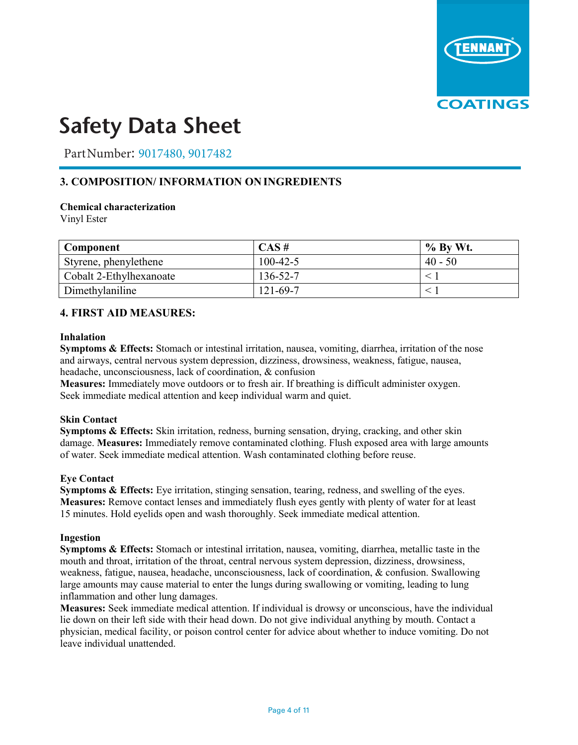# Safety Data Sheet

Part Number: 9017480, 9017482

## 3. COMPOSITION/ INFORMATION ON INGREDIENTS

**Chemical characterization**
Vinyl Ester

| Component | CAS # | % By Wt. |
|---|---|---|
| Styrene, phenylethene | 100-42-5 | 40 - 50 |
| Cobalt 2-Ethylhexanoate | 136-52-7 | < 1 |
| Dimethylaniline | 121-69-7 | < 1 |

## 4. FIRST AID MEASURES:

**Inhalation**
**Symptoms & Effects:** Stomach or intestinal irritation, nausea, vomiting, diarrhea, irritation of the nose and airways, central nervous system depression, dizziness, drowsiness, weakness, fatigue, nausea, headache, unconsciousness, lack of coordination, & confusion
**Measures:** Immediately move outdoors or to fresh air. If breathing is difficult administer oxygen. Seek immediate medical attention and keep individual warm and quiet.

**Skin Contact**
**Symptoms & Effects:** Skin irritation, redness, burning sensation, drying, cracking, and other skin damage. **Measures:** Immediately remove contaminated clothing. Flush exposed area with large amounts of water. Seek immediate medical attention. Wash contaminated clothing before reuse.

**Eye Contact**
**Symptoms & Effects:** Eye irritation, stinging sensation, tearing, redness, and swelling of the eyes.
**Measures:** Remove contact lenses and immediately flush eyes gently with plenty of water for at least 15 minutes. Hold eyelids open and wash thoroughly. Seek immediate medical attention.

**Ingestion**
**Symptoms & Effects:** Stomach or intestinal irritation, nausea, vomiting, diarrhea, metallic taste in the mouth and throat, irritation of the throat, central nervous system depression, dizziness, drowsiness, weakness, fatigue, nausea, headache, unconsciousness, lack of coordination, & confusion. Swallowing large amounts may cause material to enter the lungs during swallowing or vomiting, leading to lung inflammation and other lung damages.
**Measures:** Seek immediate medical attention. If individual is drowsy or unconscious, have the individual lie down on their left side with their head down. Do not give individual anything by mouth. Contact a physician, medical facility, or poison control center for advice about whether to induce vomiting. Do not leave individual unattended.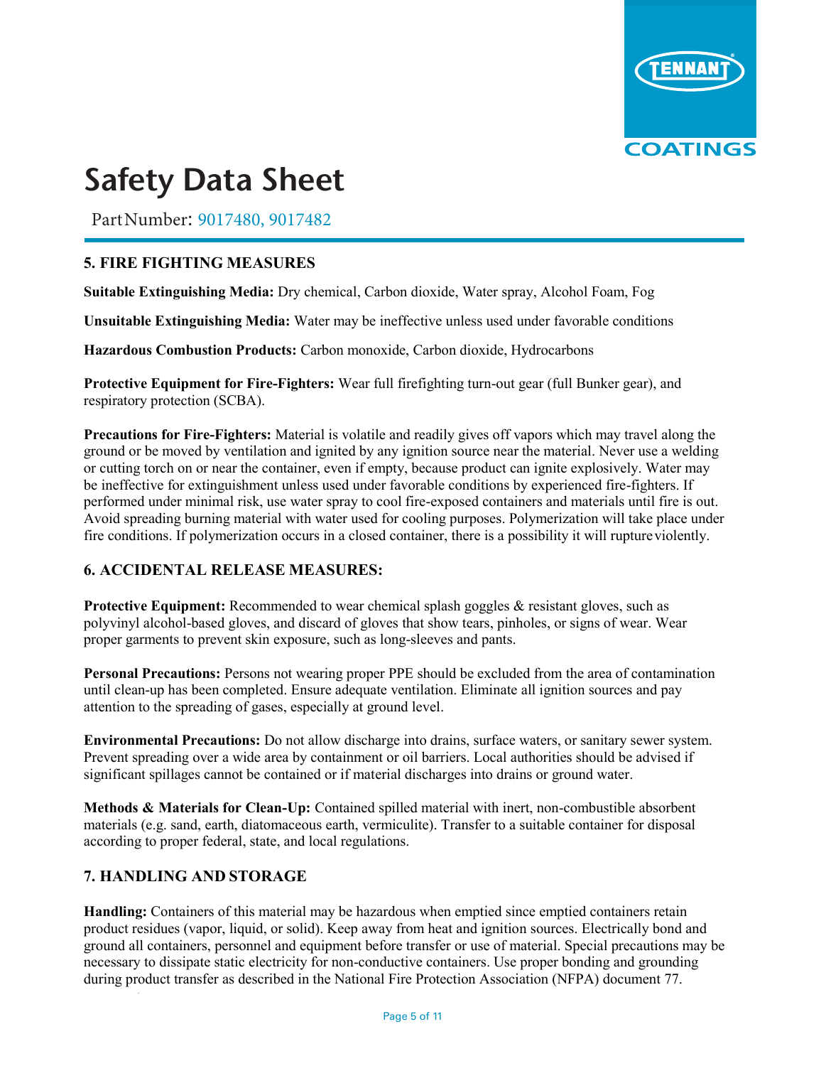## 5. FIRE FIGHTING MEASURES

**Suitable Extinguishing Media:** Dry chemical, Carbon dioxide, Water spray, Alcohol Foam, Fog

**Unsuitable Extinguishing Media:** Water may be ineffective unless used under favorable conditions

**Hazardous Combustion Products:** Carbon monoxide, Carbon dioxide, Hydrocarbons

**Protective Equipment for Fire-Fighters:** Wear full firefighting turn-out gear (full Bunker gear), and respiratory protection (SCBA).

**Precautions for Fire-Fighters:** Material is volatile and readily gives off vapors which may travel along the ground or be moved by ventilation and ignited by any ignition source near the material. Never use a welding or cutting torch on or near the container, even if empty, because product can ignite explosively. Water may be ineffective for extinguishment unless used under favorable conditions by experienced fire-fighters. If performed under minimal risk, use water spray to cool fire-exposed containers and materials until fire is out. Avoid spreading burning material with water used for cooling purposes. Polymerization will take place under fire conditions. If polymerization occurs in a closed container, there is a possibility it will rupture violently.

## 6. ACCIDENTAL RELEASE MEASURES:

**Protective Equipment:** Recommended to wear chemical splash goggles & resistant gloves, such as polyvinyl alcohol-based gloves, and discard of gloves that show tears, pinholes, or signs of wear. Wear proper garments to prevent skin exposure, such as long-sleeves and pants.

**Personal Precautions:** Persons not wearing proper PPE should be excluded from the area of contamination until clean-up has been completed. Ensure adequate ventilation. Eliminate all ignition sources and pay attention to the spreading of gases, especially at ground level.

**Environmental Precautions:** Do not allow discharge into drains, surface waters, or sanitary sewer system. Prevent spreading over a wide area by containment or oil barriers. Local authorities should be advised if significant spillages cannot be contained or if material discharges into drains or ground water.

**Methods & Materials for Clean-Up:** Contained spilled material with inert, non-combustible absorbent materials (e.g. sand, earth, diatomaceous earth, vermiculite). Transfer to a suitable container for disposal according to proper federal, state, and local regulations.

## 7. HANDLING AND STORAGE

**Handling:** Containers of this material may be hazardous when emptied since emptied containers retain product residues (vapor, liquid, or solid). Keep away from heat and ignition sources. Electrically bond and ground all containers, personnel and equipment before transfer or use of material. Special precautions may be necessary to dissipate static electricity for non-conductive containers. Use proper bonding and grounding during product transfer as described in the National Fire Protection Association (NFPA) document 77.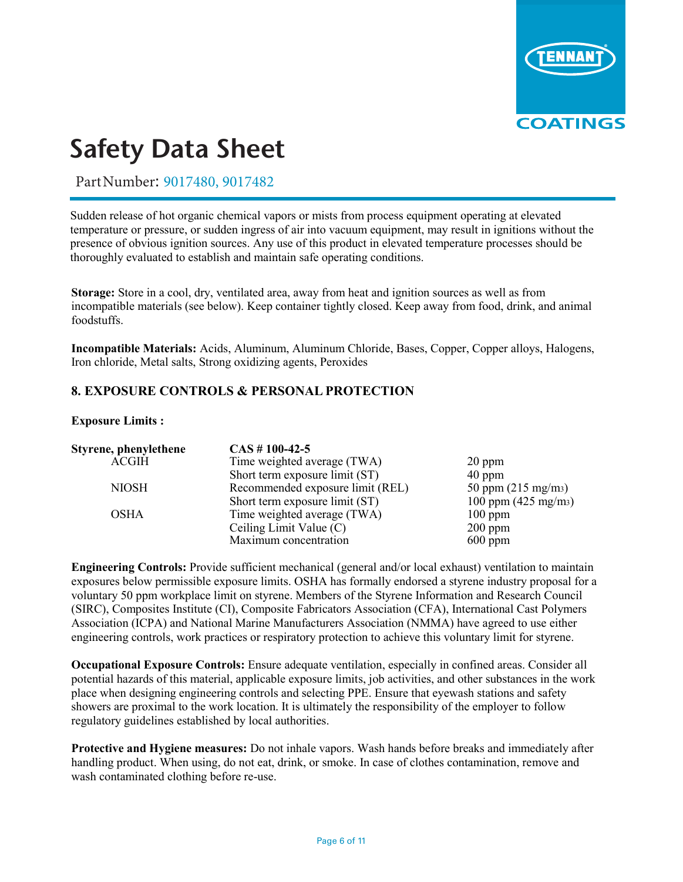# Safety Data Sheet

Part Number: 9017480, 9017482

Sudden release of hot organic chemical vapors or mists from process equipment operating at elevated temperature or pressure, or sudden ingress of air into vacuum equipment, may result in ignitions without the presence of obvious ignition sources. Any use of this product in elevated temperature processes should be thoroughly evaluated to establish and maintain safe operating conditions.

**Storage:** Store in a cool, dry, ventilated area, away from heat and ignition sources as well as from incompatible materials (see below). Keep container tightly closed. Keep away from food, drink, and animal foodstuffs.

**Incompatible Materials:** Acids, Aluminum, Aluminum Chloride, Bases, Copper, Copper alloys, Halogens, Iron chloride, Metal salts, Strong oxidizing agents, Peroxides

## 8. EXPOSURE CONTROLS & PERSONAL PROTECTION

**Exposure Limits :**

| **Styrene, phenylethene** | **CAS # 100-42-5** | |
|---|---|---|
| ACGIH | Time weighted average (TWA) | 20 ppm |
| | Short term exposure limit (ST) | 40 ppm |
| NIOSH | Recommended exposure limit (REL) | 50 ppm (215 $mg/m^3$) |
| | Short term exposure limit (ST) | 100 ppm (425 $mg/m^3$) |
| OSHA | Time weighted average (TWA) | 100 ppm |
| | Ceiling Limit Value (C) | 200 ppm |
| | Maximum concentration | 600 ppm |

**Engineering Controls:** Provide sufficient mechanical (general and/or local exhaust) ventilation to maintain exposures below permissible exposure limits. OSHA has formally endorsed a styrene industry proposal for a voluntary 50 ppm workplace limit on styrene. Members of the Styrene Information and Research Council (SIRC), Composites Institute (CI), Composite Fabricators Association (CFA), International Cast Polymers Association (ICPA) and National Marine Manufacturers Association (NMMA) have agreed to use either engineering controls, work practices or respiratory protection to achieve this voluntary limit for styrene.

**Occupational Exposure Controls:** Ensure adequate ventilation, especially in confined areas. Consider all potential hazards of this material, applicable exposure limits, job activities, and other substances in the work place when designing engineering controls and selecting PPE. Ensure that eyewash stations and safety showers are proximal to the work location. It is ultimately the responsibility of the employer to follow regulatory guidelines established by local authorities.

**Protective and Hygiene measures:** Do not inhale vapors. Wash hands before breaks and immediately after handling product. When using, do not eat, drink, or smoke. In case of clothes contamination, remove and wash contaminated clothing before re-use.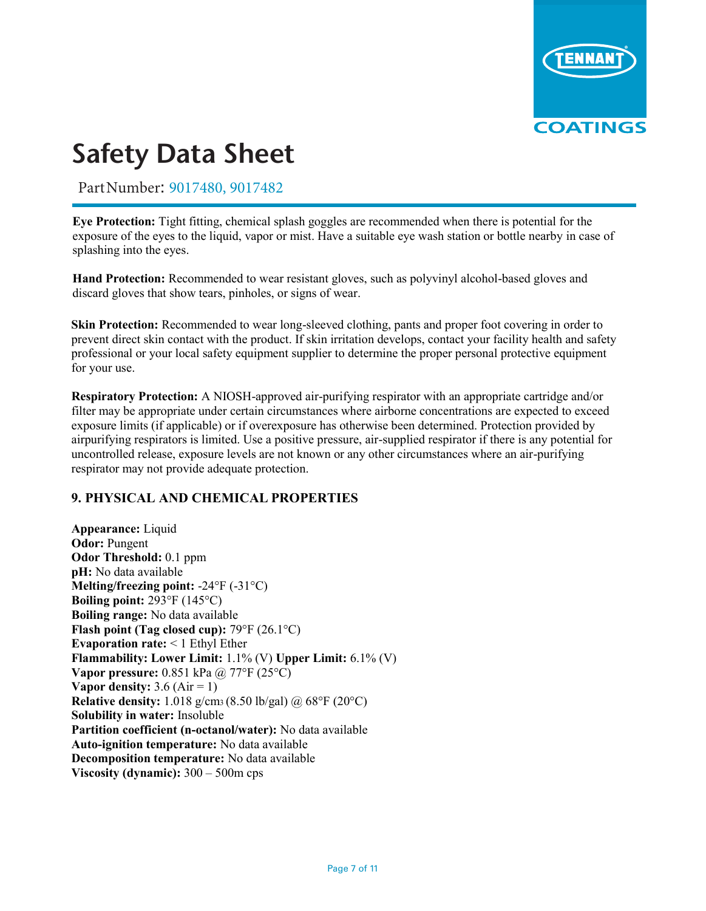**Eye Protection:** Tight fitting, chemical splash goggles are recommended when there is potential for the exposure of the eyes to the liquid, vapor or mist. Have a suitable eye wash station or bottle nearby in case of splashing into the eyes.

**Hand Protection:** Recommended to wear resistant gloves, such as polyvinyl alcohol-based gloves and discard gloves that show tears, pinholes, or signs of wear.

**Skin Protection:** Recommended to wear long-sleeved clothing, pants and proper foot covering in order to prevent direct skin contact with the product. If skin irritation develops, contact your facility health and safety professional or your local safety equipment supplier to determine the proper personal protective equipment for your use.

**Respiratory Protection:** A NIOSH-approved air-purifying respirator with an appropriate cartridge and/or filter may be appropriate under certain circumstances where airborne concentrations are expected to exceed exposure limits (if applicable) or if overexposure has otherwise been determined. Protection provided by airpurifying respirators is limited. Use a positive pressure, air-supplied respirator if there is any potential for uncontrolled release, exposure levels are not known or any other circumstances where an air-purifying respirator may not provide adequate protection.

## 9. PHYSICAL AND CHEMICAL PROPERTIES

**Appearance:** Liquid
**Odor:** Pungent
**Odor Threshold:** 0.1 ppm
**pH:** No data available
**Melting/freezing point:** -24°F (-31°C)
**Boiling point:** 293°F (145°C)
**Boiling range:** No data available
**Flash point (Tag closed cup):** 79°F (26.1°C)
**Evaporation rate:** < 1 Ethyl Ether
**Flammability: Lower Limit:** 1.1% (V) **Upper Limit:** 6.1% (V)
**Vapor pressure:** 0.851 kPa @ 77°F (25°C)
**Vapor density:** 3.6 (Air = 1)
**Relative density:** 1.018 g/$cm^3$ (8.50 lb/gal) @ 68°F (20°C)
**Solubility in water:** Insoluble
**Partition coefficient (n-octanol/water):** No data available
**Auto-ignition temperature:** No data available
**Decomposition temperature:** No data available
**Viscosity (dynamic):** 300 – 500m cps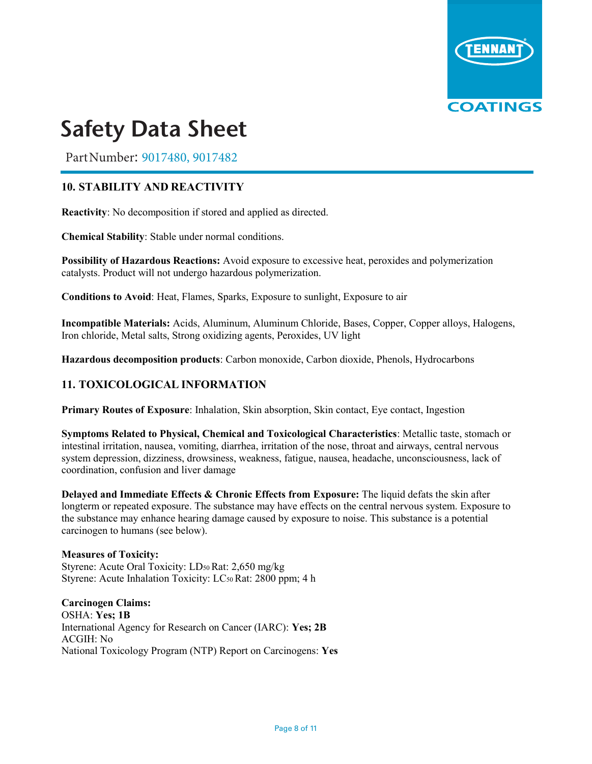# Safety Data Sheet

Part Number: 9017480, 9017482

## 10. STABILITY AND REACTIVITY

**Reactivity**: No decomposition if stored and applied as directed.

**Chemical Stability**: Stable under normal conditions.

**Possibility of Hazardous Reactions:** Avoid exposure to excessive heat, peroxides and polymerization catalysts. Product will not undergo hazardous polymerization.

**Conditions to Avoid**: Heat, Flames, Sparks, Exposure to sunlight, Exposure to air

**Incompatible Materials:** Acids, Aluminum, Aluminum Chloride, Bases, Copper, Copper alloys, Halogens, Iron chloride, Metal salts, Strong oxidizing agents, Peroxides, UV light

**Hazardous decomposition products**: Carbon monoxide, Carbon dioxide, Phenols, Hydrocarbons

## 11. TOXICOLOGICAL INFORMATION

**Primary Routes of Exposure**: Inhalation, Skin absorption, Skin contact, Eye contact, Ingestion

**Symptoms Related to Physical, Chemical and Toxicological Characteristics**: Metallic taste, stomach or intestinal irritation, nausea, vomiting, diarrhea, irritation of the nose, throat and airways, central nervous system depression, dizziness, drowsiness, weakness, fatigue, nausea, headache, unconsciousness, lack of coordination, confusion and liver damage

**Delayed and Immediate Effects & Chronic Effects from Exposure:** The liquid defats the skin after longterm or repeated exposure. The substance may have effects on the central nervous system. Exposure to the substance may enhance hearing damage caused by exposure to noise. This substance is a potential carcinogen to humans (see below).

**Measures of Toxicity:**
Styrene: Acute Oral Toxicity: $LD_{50}$ Rat: 2,650 mg/kg
Styrene: Acute Inhalation Toxicity: $LC_{50}$ Rat: 2800 ppm; 4 h

**Carcinogen Claims:**
OSHA: **Yes; 1B**
International Agency for Research on Cancer (IARC): **Yes; 2B**
ACGIH: No
National Toxicology Program (NTP) Report on Carcinogens: **Yes**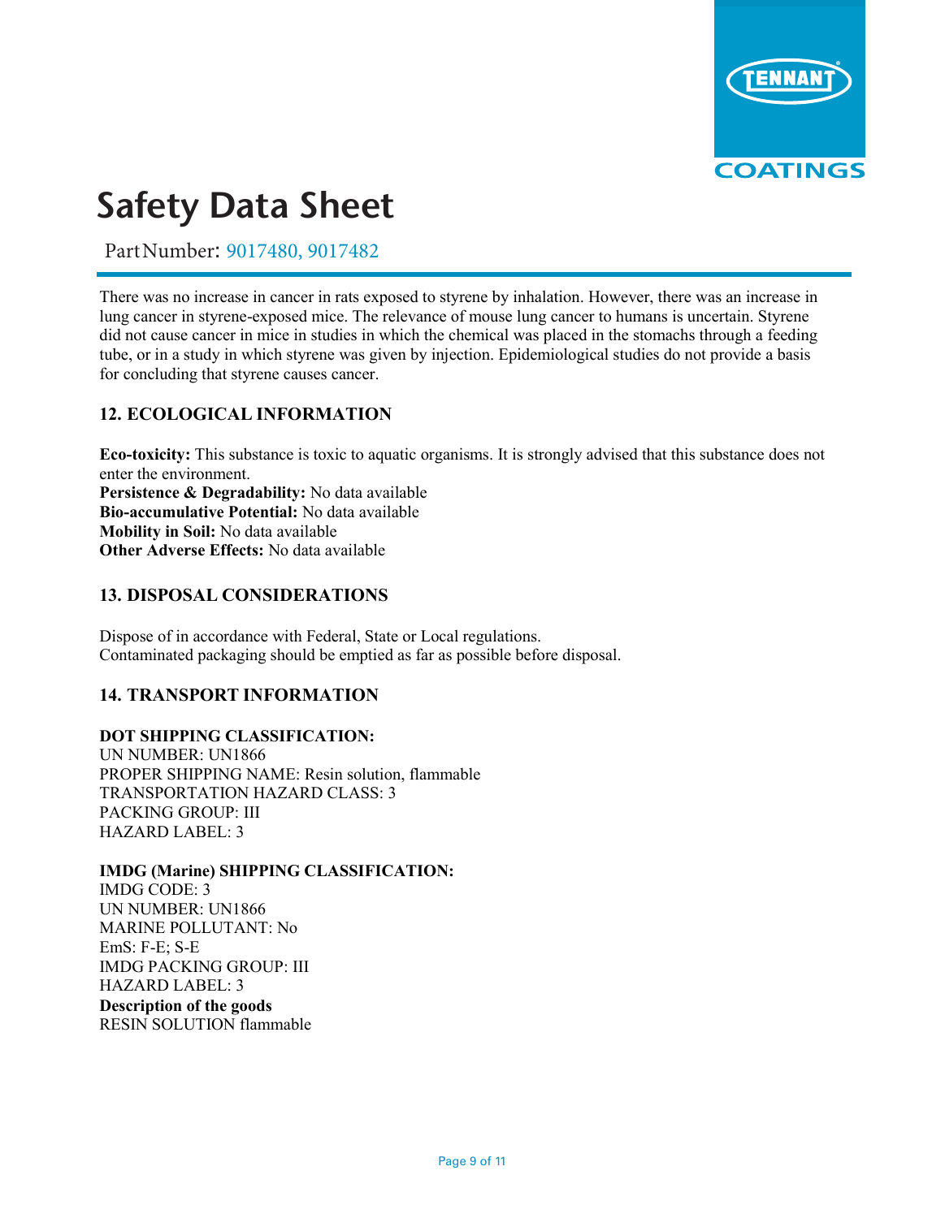There was no increase in cancer in rats exposed to styrene by inhalation. However, there was an increase in lung cancer in styrene-exposed mice. The relevance of mouse lung cancer to humans is uncertain. Styrene did not cause cancer in mice in studies in which the chemical was placed in the stomachs through a feeding tube, or in a study in which styrene was given by injection. Epidemiological studies do not provide a basis for concluding that styrene causes cancer.

## 12. ECOLOGICAL INFORMATION

**Eco-toxicity:** This substance is toxic to aquatic organisms. It is strongly advised that this substance does not enter the environment.
**Persistence & Degradability:** No data available
**Bio-accumulative Potential:** No data available
**Mobility in Soil:** No data available
**Other Adverse Effects:** No data available

## 13. DISPOSAL CONSIDERATIONS

Dispose of in accordance with Federal, State or Local regulations.
Contaminated packaging should be emptied as far as possible before disposal.

## 14. TRANSPORT INFORMATION

**DOT SHIPPING CLASSIFICATION:**
UN NUMBER: UN1866
PROPER SHIPPING NAME: Resin solution, flammable
TRANSPORTATION HAZARD CLASS: 3
PACKING GROUP: III
HAZARD LABEL: 3

**IMDG (Marine) SHIPPING CLASSIFICATION:**
IMDG CODE: 3
UN NUMBER: UN1866
MARINE POLLUTANT: No
EmS: F-E; S-E
IMDG PACKING GROUP: III
HAZARD LABEL: 3
**Description of the goods**
RESIN SOLUTION flammable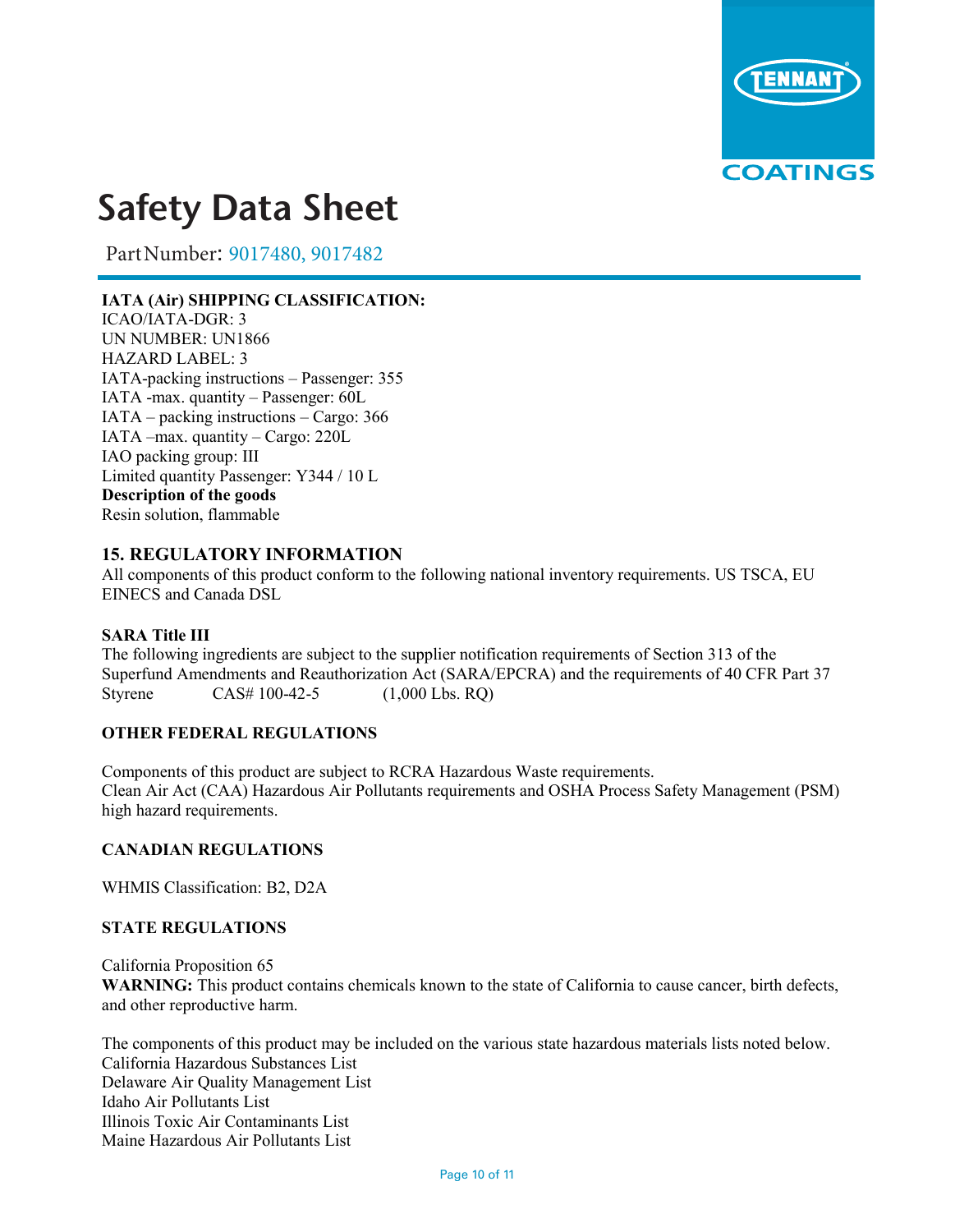**IATA (Air) SHIPPING CLASSIFICATION:**
ICAO/IATA-DGR: 3
UN NUMBER: UN1866
HAZARD LABEL: 3
IATA-packing instructions – Passenger: 355
IATA -max. quantity – Passenger: 60L
IATA – packing instructions – Cargo: 366
IATA –max. quantity – Cargo: 220L
IAO packing group: III
Limited quantity Passenger: Y344 / 10 L
**Description of the goods**
Resin solution, flammable

## 15. REGULATORY INFORMATION

All components of this product conform to the following national inventory requirements. US TSCA, EU EINECS and Canada DSL

**SARA Title III**
The following ingredients are subject to the supplier notification requirements of Section 313 of the Superfund Amendments and Reauthorization Act (SARA/EPCRA) and the requirements of 40 CFR Part 37
Styrene CAS# 100-42-5 (1,000 Lbs. RQ)

**OTHER FEDERAL REGULATIONS**

Components of this product are subject to RCRA Hazardous Waste requirements.
Clean Air Act (CAA) Hazardous Air Pollutants requirements and OSHA Process Safety Management (PSM) high hazard requirements.

**CANADIAN REGULATIONS**

WHMIS Classification: B2, D2A

**STATE REGULATIONS**

California Proposition 65
**WARNING:** This product contains chemicals known to the state of California to cause cancer, birth defects, and other reproductive harm.

The components of this product may be included on the various state hazardous materials lists noted below.
California Hazardous Substances List
Delaware Air Quality Management List
Idaho Air Pollutants List
Illinois Toxic Air Contaminants List
Maine Hazardous Air Pollutants List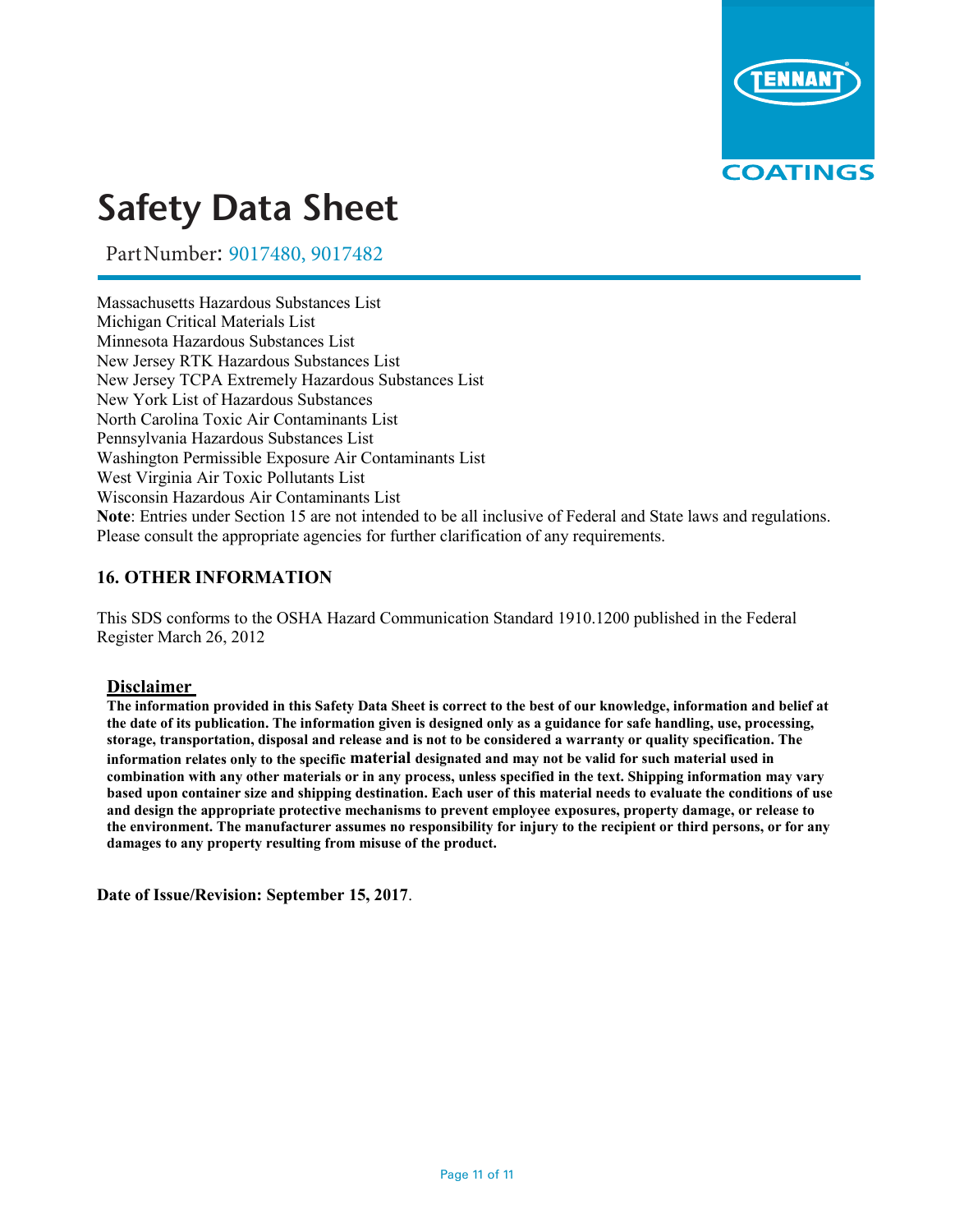Massachusetts Hazardous Substances List
Michigan Critical Materials List
Minnesota Hazardous Substances List
New Jersey RTK Hazardous Substances List
New Jersey TCPA Extremely Hazardous Substances List
New York List of Hazardous Substances
North Carolina Toxic Air Contaminants List
Pennsylvania Hazardous Substances List
Washington Permissible Exposure Air Contaminants List
West Virginia Air Toxic Pollutants List
Wisconsin Hazardous Air Contaminants List

**Note**: Entries under Section 15 are not intended to be all inclusive of Federal and State laws and regulations. Please consult the appropriate agencies for further clarification of any requirements.

## 16. OTHER INFORMATION

This SDS conforms to the OSHA Hazard Communication Standard 1910.1200 published in the Federal Register March 26, 2012

### Disclaimer

**The information provided in this Safety Data Sheet is correct to the best of our knowledge, information and belief at the date of its publication. The information given is designed only as a guidance for safe handling, use, processing, storage, transportation, disposal and release and is not to be considered a warranty or quality specification. The information relates only to the specific material designated and may not be valid for such material used in combination with any other materials or in any process, unless specified in the text. Shipping information may vary based upon container size and shipping destination. Each user of this material needs to evaluate the conditions of use and design the appropriate protective mechanisms to prevent employee exposures, property damage, or release to the environment. The manufacturer assumes no responsibility for injury to the recipient or third persons, or for any damages to any property resulting from misuse of the product.**

**Date of Issue/Revision: September 15, 2017**.